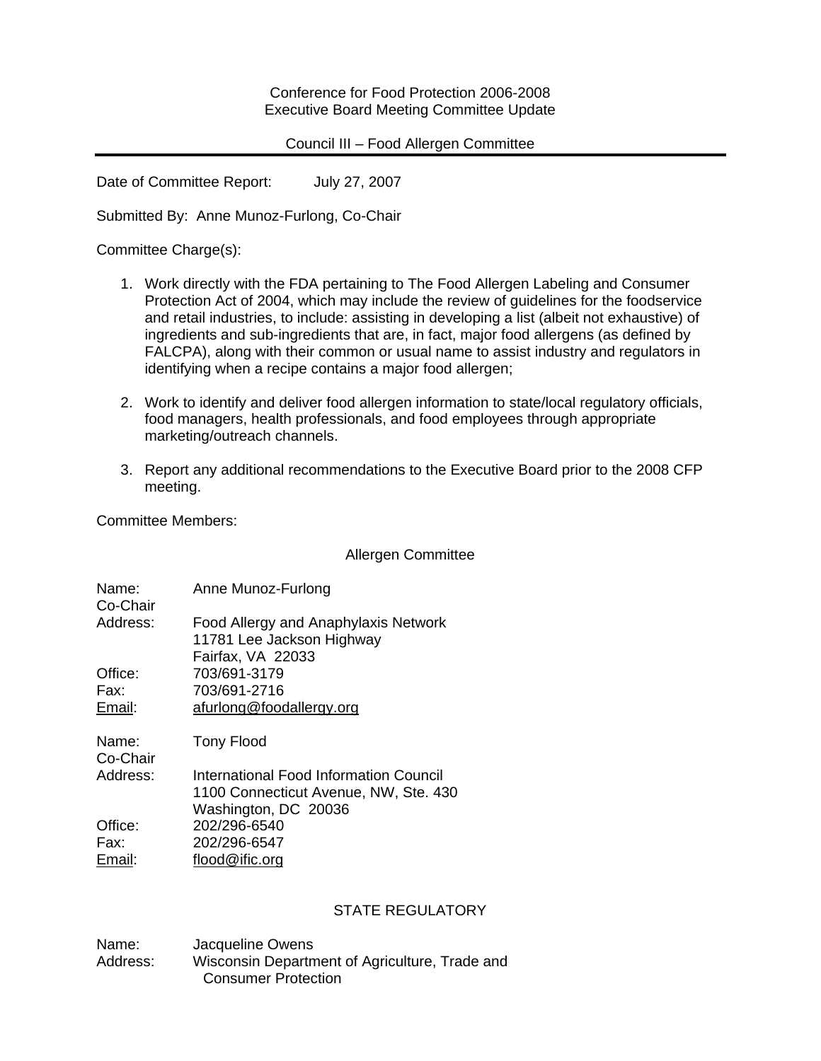Conference for Food Protection 2006-2008
Executive Board Meeting Committee Update

Council III – Food Allergen Committee

---

Date of Committee Report: July 27, 2007

Submitted By: Anne Munoz-Furlong, Co-Chair

Committee Charge(s):

1. Work directly with the FDA pertaining to The Food Allergen Labeling and Consumer Protection Act of 2004, which may include the review of guidelines for the foodservice and retail industries, to include: assisting in developing a list (albeit not exhaustive) of ingredients and sub-ingredients that are, in fact, major food allergens (as defined by FALCPA), along with their common or usual name to assist industry and regulators in identifying when a recipe contains a major food allergen;

2. Work to identify and deliver food allergen information to state/local regulatory officials, food managers, health professionals, and food employees through appropriate marketing/outreach channels.

3. Report any additional recommendations to the Executive Board prior to the 2008 CFP meeting.

Committee Members:

Allergen Committee

Name: Anne Munoz-Furlong
Co-Chair
Address: Food Allergy and Anaphylaxis Network
11781 Lee Jackson Highway
Fairfax, VA 22033
Office: 703/691-3179
Fax: 703/691-2716
Email: afurlong@foodallergy.org

Name: Tony Flood
Co-Chair
Address: International Food Information Council
1100 Connecticut Avenue, NW, Ste. 430
Washington, DC 20036
Office: 202/296-6540
Fax: 202/296-6547
Email: flood@ific.org

STATE REGULATORY

Name: Jacqueline Owens
Address: Wisconsin Department of Agriculture, Trade and Consumer Protection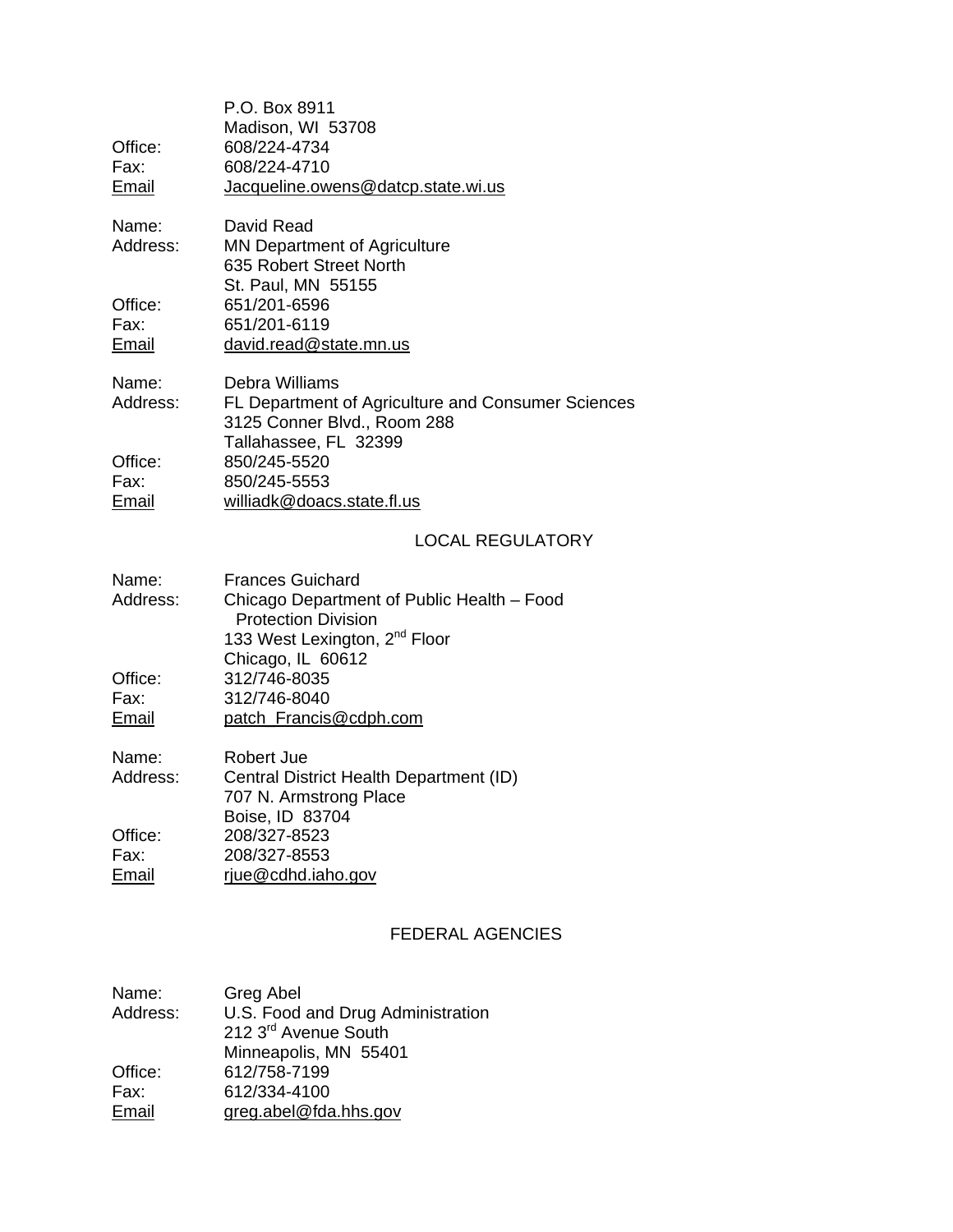P.O. Box 8911
Madison, WI 53708
Office: 608/224-4734
Fax: 608/224-4710
Email Jacqueline.owens@datcp.state.wi.us

Name: David Read
Address: MN Department of Agriculture
635 Robert Street North
St. Paul, MN 55155
Office: 651/201-6596
Fax: 651/201-6119
Email david.read@state.mn.us

Name: Debra Williams
Address: FL Department of Agriculture and Consumer Sciences
3125 Conner Blvd., Room 288
Tallahassee, FL 32399
Office: 850/245-5520
Fax: 850/245-5553
Email williadk@doacs.state.fl.us

## LOCAL REGULATORY

Name: Frances Guichard
Address: Chicago Department of Public Health – Food Protection Division
133 West Lexington, 2nd Floor
Chicago, IL 60612
Office: 312/746-8035
Fax: 312/746-8040
Email patch_Francis@cdph.com

Name: Robert Jue
Address: Central District Health Department (ID)
707 N. Armstrong Place
Boise, ID 83704
Office: 208/327-8523
Fax: 208/327-8553
Email rjue@cdhd.iaho.gov

## FEDERAL AGENCIES

Name: Greg Abel
Address: U.S. Food and Drug Administration
212 3rd Avenue South
Minneapolis, MN 55401
Office: 612/758-7199
Fax: 612/334-4100
Email greg.abel@fda.hhs.gov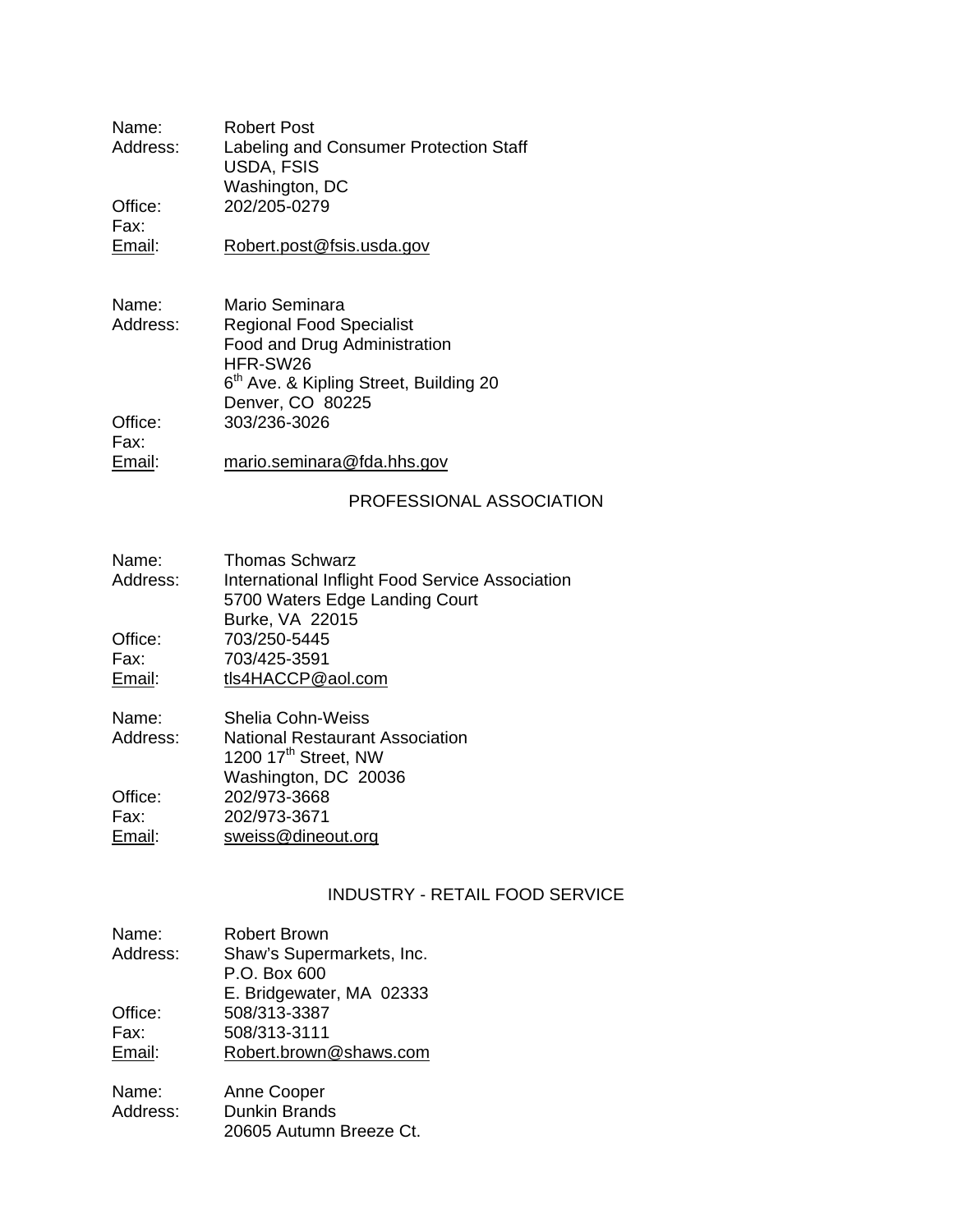Name: Robert Post
Address: Labeling and Consumer Protection Staff
USDA, FSIS
Washington, DC
Office: 202/205-0279
Fax:
Email: Robert.post@fsis.usda.gov

Name: Mario Seminara
Address: Regional Food Specialist
Food and Drug Administration
HFR-SW26
6th Ave. & Kipling Street, Building 20
Denver, CO 80225
Office: 303/236-3026
Fax:
Email: mario.seminara@fda.hhs.gov

## PROFESSIONAL ASSOCIATION

Name: Thomas Schwarz
Address: International Inflight Food Service Association
5700 Waters Edge Landing Court
Burke, VA 22015
Office: 703/250-5445
Fax: 703/425-3591
Email: tls4HACCP@aol.com

Name: Shelia Cohn-Weiss
Address: National Restaurant Association
1200 17th Street, NW
Washington, DC 20036
Office: 202/973-3668
Fax: 202/973-3671
Email: sweiss@dineout.org

## INDUSTRY - RETAIL FOOD SERVICE

Name: Robert Brown
Address: Shaw's Supermarkets, Inc.
P.O. Box 600
E. Bridgewater, MA 02333
Office: 508/313-3387
Fax: 508/313-3111
Email: Robert.brown@shaws.com

Name: Anne Cooper
Address: Dunkin Brands
20605 Autumn Breeze Ct.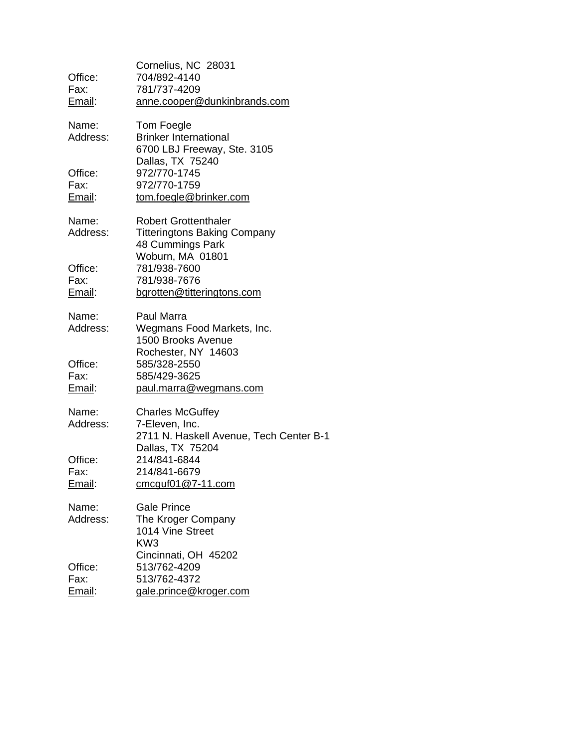| | |
|---|---|
| | Cornelius, NC 28031 |
| Office: | 704/892-4140 |
| Fax: | 781/737-4209 |
| Email: | anne.cooper@dunkinbrands.com |

| | |
|---|---|
| Name: | Tom Foegle |
| Address: | Brinker International<br>6700 LBJ Freeway, Ste. 3105<br>Dallas, TX 75240 |
| Office: | 972/770-1745 |
| Fax: | 972/770-1759 |
| Email: | tom.foegle@brinker.com |

| | |
|---|---|
| Name: | Robert Grottenthaler |
| Address: | Titteringtons Baking Company<br>48 Cummings Park<br>Woburn, MA 01801 |
| Office: | 781/938-7600 |
| Fax: | 781/938-7676 |
| Email: | bgrotten@titteringtons.com |

| | |
|---|---|
| Name: | Paul Marra |
| Address: | Wegmans Food Markets, Inc.<br>1500 Brooks Avenue<br>Rochester, NY 14603 |
| Office: | 585/328-2550 |
| Fax: | 585/429-3625 |
| Email: | paul.marra@wegmans.com |

| | |
|---|---|
| Name: | Charles McGuffey |
| Address: | 7-Eleven, Inc.<br>2711 N. Haskell Avenue, Tech Center B-1<br>Dallas, TX 75204 |
| Office: | 214/841-6844 |
| Fax: | 214/841-6679 |
| Email: | cmcguf01@7-11.com |

| | |
|---|---|
| Name: | Gale Prince |
| Address: | The Kroger Company<br>1014 Vine Street<br>KW3<br>Cincinnati, OH 45202 |
| Office: | 513/762-4209 |
| Fax: | 513/762-4372 |
| Email: | gale.prince@kroger.com |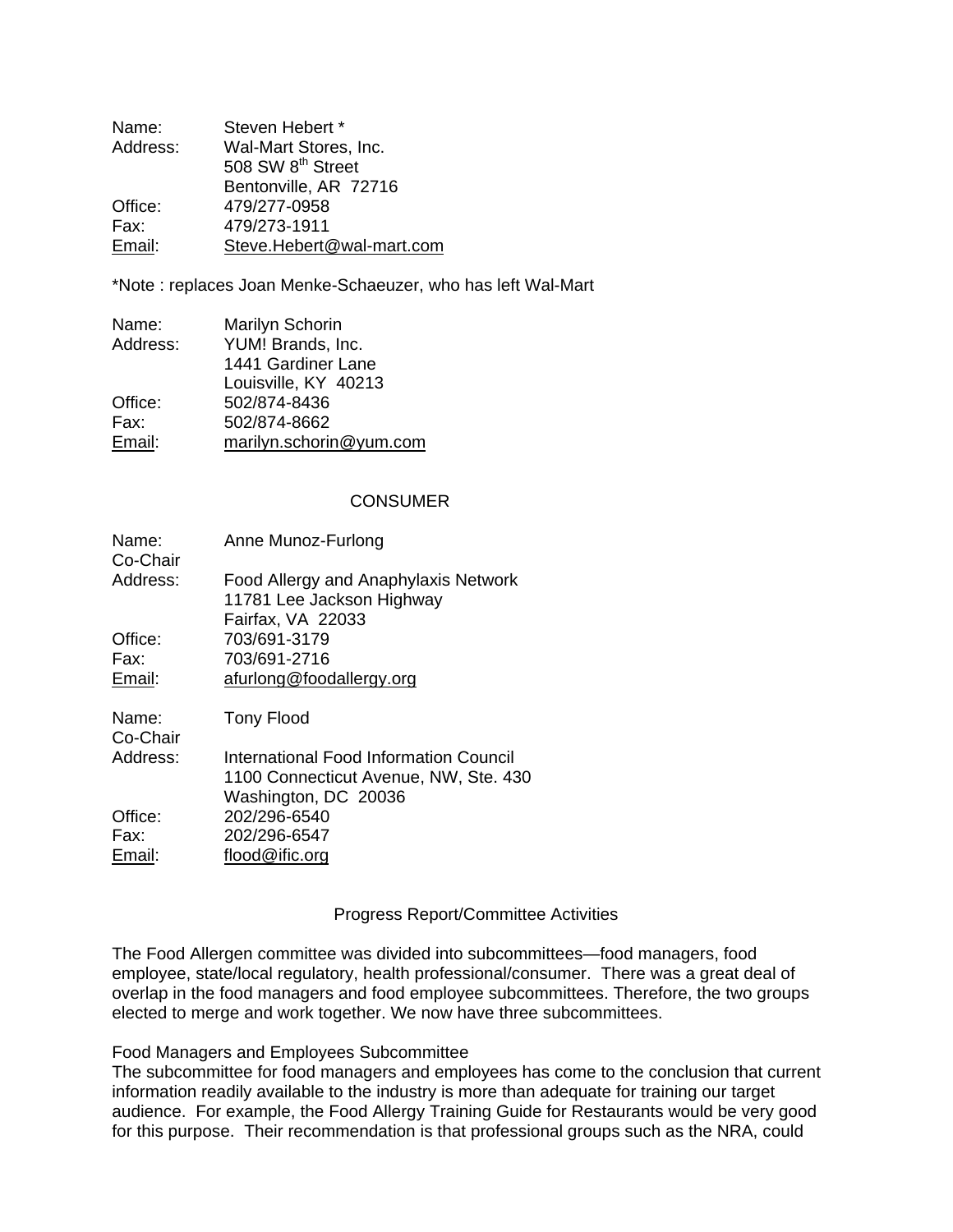Name: Steven Hebert *
Address: Wal-Mart Stores, Inc.
508 SW 8th Street
Bentonville, AR 72716
Office: 479/277-0958
Fax: 479/273-1911
Email: Steve.Hebert@wal-mart.com

*Note : replaces Joan Menke-Schaeuzer, who has left Wal-Mart

Name: Marilyn Schorin
Address: YUM! Brands, Inc.
1441 Gardiner Lane
Louisville, KY 40213
Office: 502/874-8436
Fax: 502/874-8662
Email: marilyn.schorin@yum.com

CONSUMER

Name: Anne Munoz-Furlong
Co-Chair
Address: Food Allergy and Anaphylaxis Network
11781 Lee Jackson Highway
Fairfax, VA 22033
Office: 703/691-3179
Fax: 703/691-2716
Email: afurlong@foodallergy.org

Name: Tony Flood
Co-Chair
Address: International Food Information Council
1100 Connecticut Avenue, NW, Ste. 430
Washington, DC 20036
Office: 202/296-6540
Fax: 202/296-6547
Email: flood@ific.org

Progress Report/Committee Activities

The Food Allergen committee was divided into subcommittees—food managers, food employee, state/local regulatory, health professional/consumer. There was a great deal of overlap in the food managers and food employee subcommittees. Therefore, the two groups elected to merge and work together. We now have three subcommittees.

Food Managers and Employees Subcommittee
The subcommittee for food managers and employees has come to the conclusion that current information readily available to the industry is more than adequate for training our target audience. For example, the Food Allergy Training Guide for Restaurants would be very good for this purpose. Their recommendation is that professional groups such as the NRA, could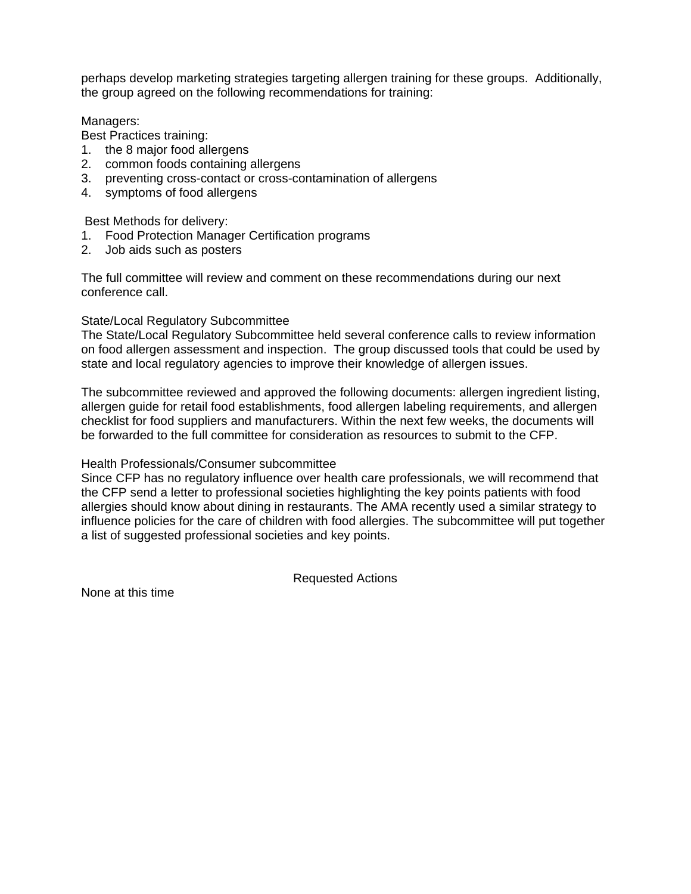perhaps develop marketing strategies targeting allergen training for these groups. Additionally, the group agreed on the following recommendations for training:

Managers:
Best Practices training:
1. the 8 major food allergens
2. common foods containing allergens
3. preventing cross-contact or cross-contamination of allergens
4. symptoms of food allergens

Best Methods for delivery:
1. Food Protection Manager Certification programs
2. Job aids such as posters

The full committee will review and comment on these recommendations during our next conference call.

State/Local Regulatory Subcommittee
The State/Local Regulatory Subcommittee held several conference calls to review information on food allergen assessment and inspection. The group discussed tools that could be used by state and local regulatory agencies to improve their knowledge of allergen issues.

The subcommittee reviewed and approved the following documents: allergen ingredient listing, allergen guide for retail food establishments, food allergen labeling requirements, and allergen checklist for food suppliers and manufacturers. Within the next few weeks, the documents will be forwarded to the full committee for consideration as resources to submit to the CFP.

Health Professionals/Consumer subcommittee
Since CFP has no regulatory influence over health care professionals, we will recommend that the CFP send a letter to professional societies highlighting the key points patients with food allergies should know about dining in restaurants. The AMA recently used a similar strategy to influence policies for the care of children with food allergies. The subcommittee will put together a list of suggested professional societies and key points.

## Requested Actions

None at this time